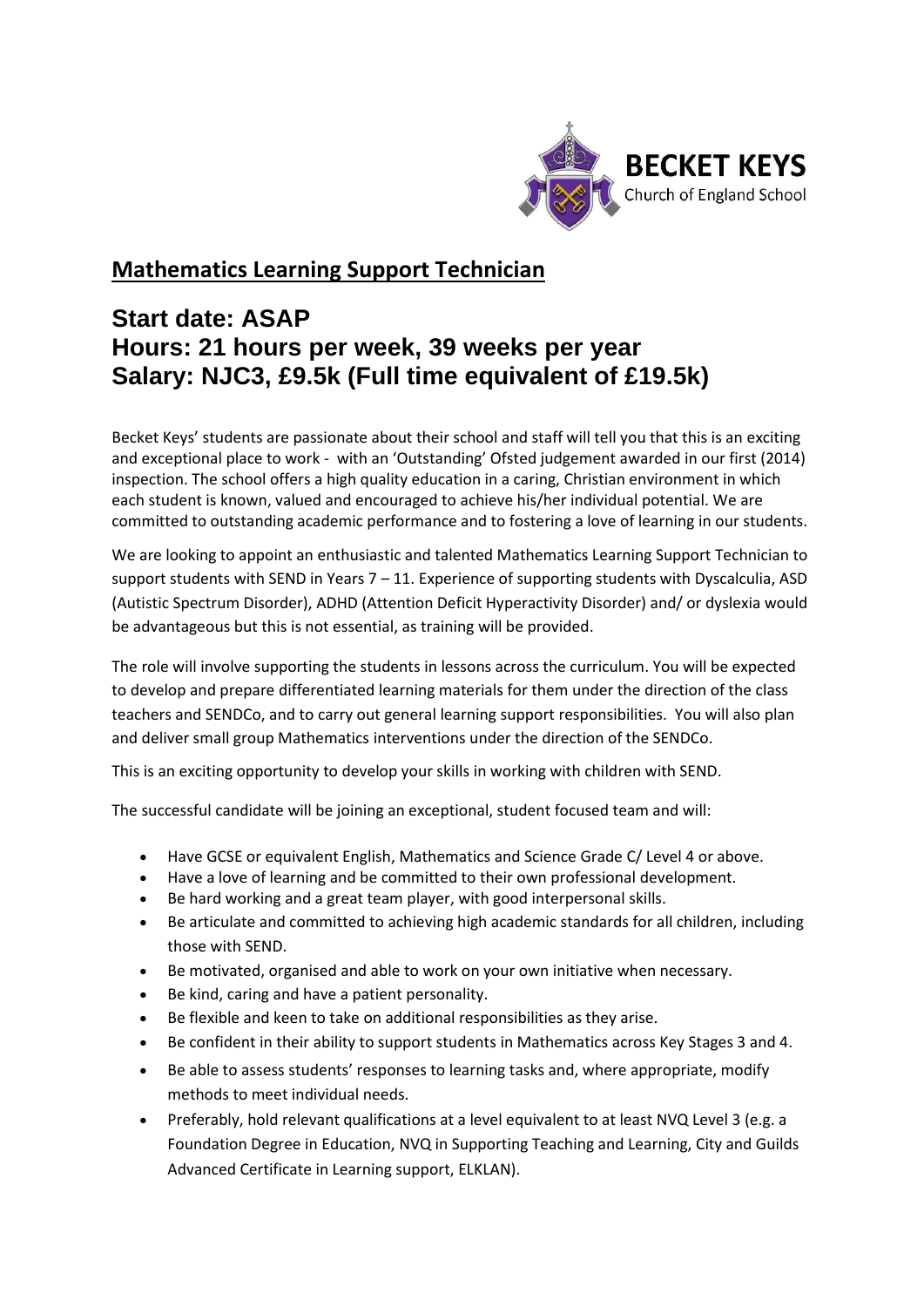BECKET KEYS
Church of England School

# Mathematics Learning Support Technician

## Start date: ASAP
## Hours: 21 hours per week, 39 weeks per year
## Salary: NJC3, £9.5k (Full time equivalent of £19.5k)

Becket Keys' students are passionate about their school and staff will tell you that this is an exciting and exceptional place to work - with an 'Outstanding' Ofsted judgement awarded in our first (2014) inspection. The school offers a high quality education in a caring, Christian environment in which each student is known, valued and encouraged to achieve his/her individual potential. We are committed to outstanding academic performance and to fostering a love of learning in our students.

We are looking to appoint an enthusiastic and talented Mathematics Learning Support Technician to support students with SEND in Years 7 – 11. Experience of supporting students with Dyscalculia, ASD (Autistic Spectrum Disorder), ADHD (Attention Deficit Hyperactivity Disorder) and/ or dyslexia would be advantageous but this is not essential, as training will be provided.

The role will involve supporting the students in lessons across the curriculum. You will be expected to develop and prepare differentiated learning materials for them under the direction of the class teachers and SENDCo, and to carry out general learning support responsibilities. You will also plan and deliver small group Mathematics interventions under the direction of the SENDCo.

This is an exciting opportunity to develop your skills in working with children with SEND.

The successful candidate will be joining an exceptional, student focused team and will:

- Have GCSE or equivalent English, Mathematics and Science Grade C/ Level 4 or above.
- Have a love of learning and be committed to their own professional development.
- Be hard working and a great team player, with good interpersonal skills.
- Be articulate and committed to achieving high academic standards for all children, including those with SEND.
- Be motivated, organised and able to work on your own initiative when necessary.
- Be kind, caring and have a patient personality.
- Be flexible and keen to take on additional responsibilities as they arise.
- Be confident in their ability to support students in Mathematics across Key Stages 3 and 4.
- Be able to assess students' responses to learning tasks and, where appropriate, modify methods to meet individual needs.
- Preferably, hold relevant qualifications at a level equivalent to at least NVQ Level 3 (e.g. a Foundation Degree in Education, NVQ in Supporting Teaching and Learning, City and Guilds Advanced Certificate in Learning support, ELKLAN).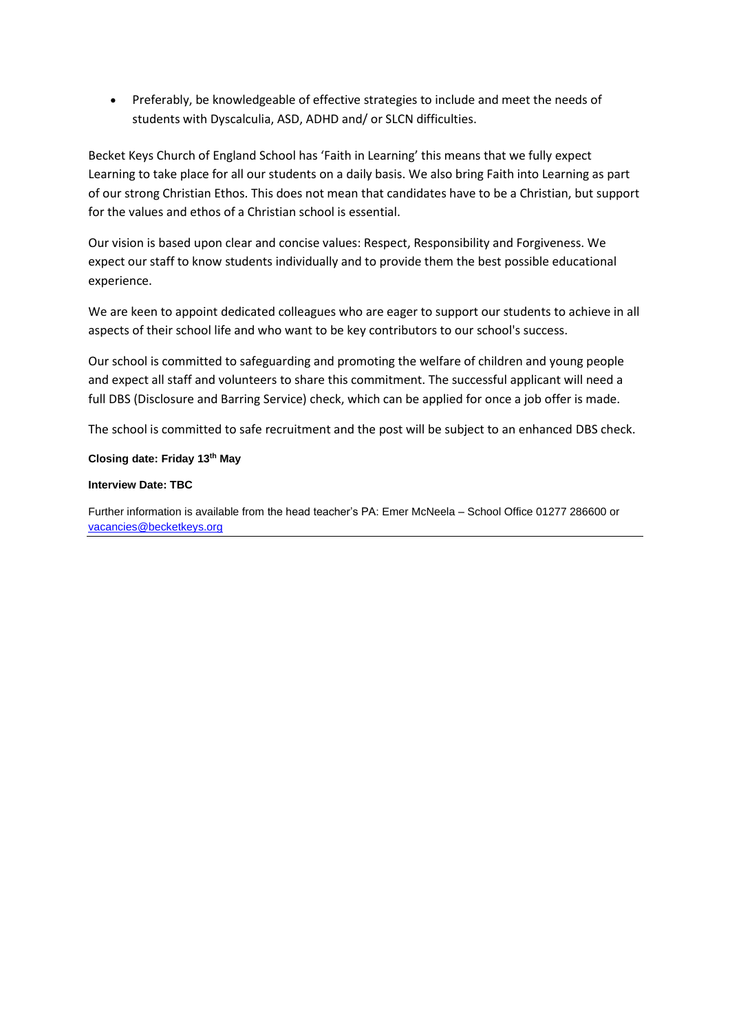- Preferably, be knowledgeable of effective strategies to include and meet the needs of students with Dyscalculia, ASD, ADHD and/ or SLCN difficulties.

Becket Keys Church of England School has 'Faith in Learning' this means that we fully expect Learning to take place for all our students on a daily basis. We also bring Faith into Learning as part of our strong Christian Ethos. This does not mean that candidates have to be a Christian, but support for the values and ethos of a Christian school is essential.

Our vision is based upon clear and concise values: Respect, Responsibility and Forgiveness. We expect our staff to know students individually and to provide them the best possible educational experience.

We are keen to appoint dedicated colleagues who are eager to support our students to achieve in all aspects of their school life and who want to be key contributors to our school's success.

Our school is committed to safeguarding and promoting the welfare of children and young people and expect all staff and volunteers to share this commitment. The successful applicant will need a full DBS (Disclosure and Barring Service) check, which can be applied for once a job offer is made.

The school is committed to safe recruitment and the post will be subject to an enhanced DBS check.

**Closing date: Friday 13th May**

**Interview Date: TBC**

Further information is available from the head teacher's PA: Emer McNeela – School Office 01277 286600 or vacancies@becketkeys.org